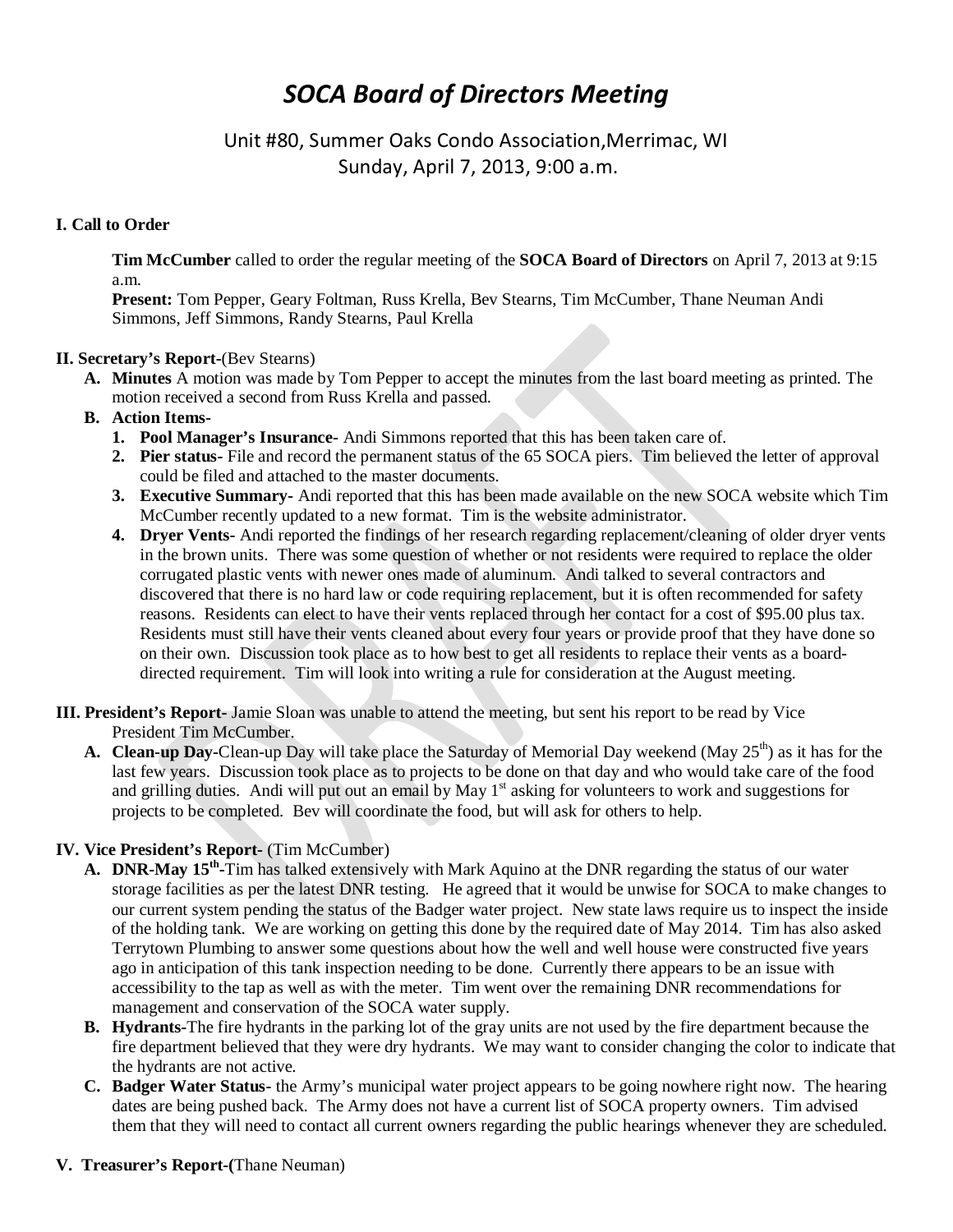# *SOCA Board of Directors Meeting*

Unit #80, Summer Oaks Condo Association,Merrimac, WI
Sunday, April 7, 2013, 9:00 a.m.

**I. Call to Order**

**Tim McCumber** called to order the regular meeting of the **SOCA Board of Directors** on April 7, 2013 at 9:15 a.m.
**Present:** Tom Pepper, Geary Foltman, Russ Krella, Bev Stearns, Tim McCumber, Thane Neuman Andi Simmons, Jeff Simmons, Randy Stearns, Paul Krella

**II. Secretary's Report-**(Bev Stearns)

- **A. Minutes** A motion was made by Tom Pepper to accept the minutes from the last board meeting as printed. The motion received a second from Russ Krella and passed.
- **B. Action Items-**
  1. **Pool Manager's Insurance-** Andi Simmons reported that this has been taken care of.
  2. **Pier status-** File and record the permanent status of the 65 SOCA piers. Tim believed the letter of approval could be filed and attached to the master documents.
  3. **Executive Summary-** Andi reported that this has been made available on the new SOCA website which Tim McCumber recently updated to a new format. Tim is the website administrator.
  4. **Dryer Vents-** Andi reported the findings of her research regarding replacement/cleaning of older dryer vents in the brown units. There was some question of whether or not residents were required to replace the older corrugated plastic vents with newer ones made of aluminum. Andi talked to several contractors and discovered that there is no hard law or code requiring replacement, but it is often recommended for safety reasons. Residents can elect to have their vents replaced through her contact for a cost of $95.00 plus tax. Residents must still have their vents cleaned about every four years or provide proof that they have done so on their own. Discussion took place as to how best to get all residents to replace their vents as a board-directed requirement. Tim will look into writing a rule for consideration at the August meeting.

**III. President's Report-** Jamie Sloan was unable to attend the meeting, but sent his report to be read by Vice President Tim McCumber.

- **A. Clean-up Day-**Clean-up Day will take place the Saturday of Memorial Day weekend (May 25th) as it has for the last few years. Discussion took place as to projects to be done on that day and who would take care of the food and grilling duties. Andi will put out an email by May 1st asking for volunteers to work and suggestions for projects to be completed. Bev will coordinate the food, but will ask for others to help.

**IV. Vice President's Report-** (Tim McCumber)

- **A. DNR-May 15th-**Tim has talked extensively with Mark Aquino at the DNR regarding the status of our water storage facilities as per the latest DNR testing. He agreed that it would be unwise for SOCA to make changes to our current system pending the status of the Badger water project. New state laws require us to inspect the inside of the holding tank. We are working on getting this done by the required date of May 2014. Tim has also asked Terrytown Plumbing to answer some questions about how the well and well house were constructed five years ago in anticipation of this tank inspection needing to be done. Currently there appears to be an issue with accessibility to the tap as well as with the meter. Tim went over the remaining DNR recommendations for management and conservation of the SOCA water supply.
- **B. Hydrants-**The fire hydrants in the parking lot of the gray units are not used by the fire department because the fire department believed that they were dry hydrants. We may want to consider changing the color to indicate that the hydrants are not active.
- **C. Badger Water Status-** the Army's municipal water project appears to be going nowhere right now. The hearing dates are being pushed back. The Army does not have a current list of SOCA property owners. Tim advised them that they will need to contact all current owners regarding the public hearings whenever they are scheduled.

**V. Treasurer's Report-(**Thane Neuman)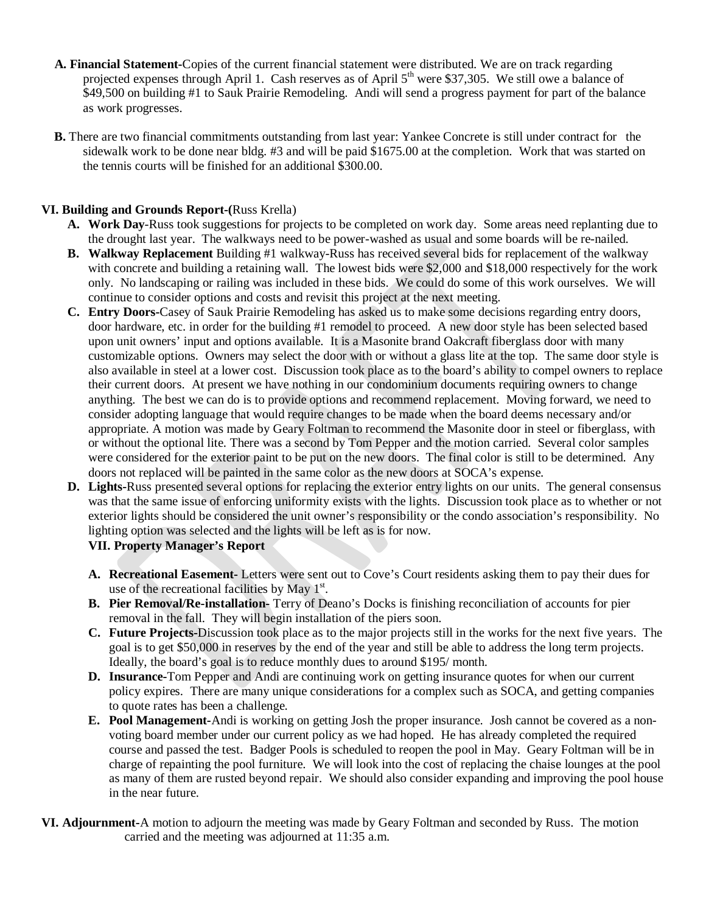A. **Financial Statement-**Copies of the current financial statement were distributed. We are on track regarding projected expenses through April 1. Cash reserves as of April 5th were $37,305. We still owe a balance of $49,500 on building #1 to Sauk Prairie Remodeling. Andi will send a progress payment for part of the balance as work progresses.

B. There are two financial commitments outstanding from last year: Yankee Concrete is still under contract for the sidewalk work to be done near bldg. #3 and will be paid $1675.00 at the completion. Work that was started on the tennis courts will be finished for an additional $300.00.

## VI. Building and Grounds Report-(Russ Krella)

A. **Work Day**-Russ took suggestions for projects to be completed on work day. Some areas need replanting due to the drought last year. The walkways need to be power-washed as usual and some boards will be re-nailed.

B. **Walkway Replacement** Building #1 walkway-Russ has received several bids for replacement of the walkway with concrete and building a retaining wall. The lowest bids were $2,000 and $18,000 respectively for the work only. No landscaping or railing was included in these bids. We could do some of this work ourselves. We will continue to consider options and costs and revisit this project at the next meeting.

C. **Entry Doors-**Casey of Sauk Prairie Remodeling has asked us to make some decisions regarding entry doors, door hardware, etc. in order for the building #1 remodel to proceed. A new door style has been selected based upon unit owners' input and options available. It is a Masonite brand Oakcraft fiberglass door with many customizable options. Owners may select the door with or without a glass lite at the top. The same door style is also available in steel at a lower cost. Discussion took place as to the board's ability to compel owners to replace their current doors. At present we have nothing in our condominium documents requiring owners to change anything. The best we can do is to provide options and recommend replacement. Moving forward, we need to consider adopting language that would require changes to be made when the board deems necessary and/or appropriate. A motion was made by Geary Foltman to recommend the Masonite door in steel or fiberglass, with or without the optional lite. There was a second by Tom Pepper and the motion carried. Several color samples were considered for the exterior paint to be put on the new doors. The final color is still to be determined. Any doors not replaced will be painted in the same color as the new doors at SOCA's expense.

D. **Lights-**Russ presented several options for replacing the exterior entry lights on our units. The general consensus was that the same issue of enforcing uniformity exists with the lights. Discussion took place as to whether or not exterior lights should be considered the unit owner's responsibility or the condo association's responsibility. No lighting option was selected and the lights will be left as is for now.

## VII. Property Manager's Report

A. **Recreational Easement-** Letters were sent out to Cove's Court residents asking them to pay their dues for use of the recreational facilities by May 1st.

B. **Pier Removal/Re-installation-** Terry of Deano's Docks is finishing reconciliation of accounts for pier removal in the fall. They will begin installation of the piers soon.

C. **Future Projects-**Discussion took place as to the major projects still in the works for the next five years. The goal is to get $50,000 in reserves by the end of the year and still be able to address the long term projects. Ideally, the board's goal is to reduce monthly dues to around $195/ month.

D. **Insurance-**Tom Pepper and Andi are continuing work on getting insurance quotes for when our current policy expires. There are many unique considerations for a complex such as SOCA, and getting companies to quote rates has been a challenge.

E. **Pool Management-**Andi is working on getting Josh the proper insurance. Josh cannot be covered as a non-voting board member under our current policy as we had hoped. He has already completed the required course and passed the test. Badger Pools is scheduled to reopen the pool in May. Geary Foltman will be in charge of repainting the pool furniture. We will look into the cost of replacing the chaise lounges at the pool as many of them are rusted beyond repair. We should also consider expanding and improving the pool house in the near future.

**VI. Adjournment-**A motion to adjourn the meeting was made by Geary Foltman and seconded by Russ. The motion carried and the meeting was adjourned at 11:35 a.m.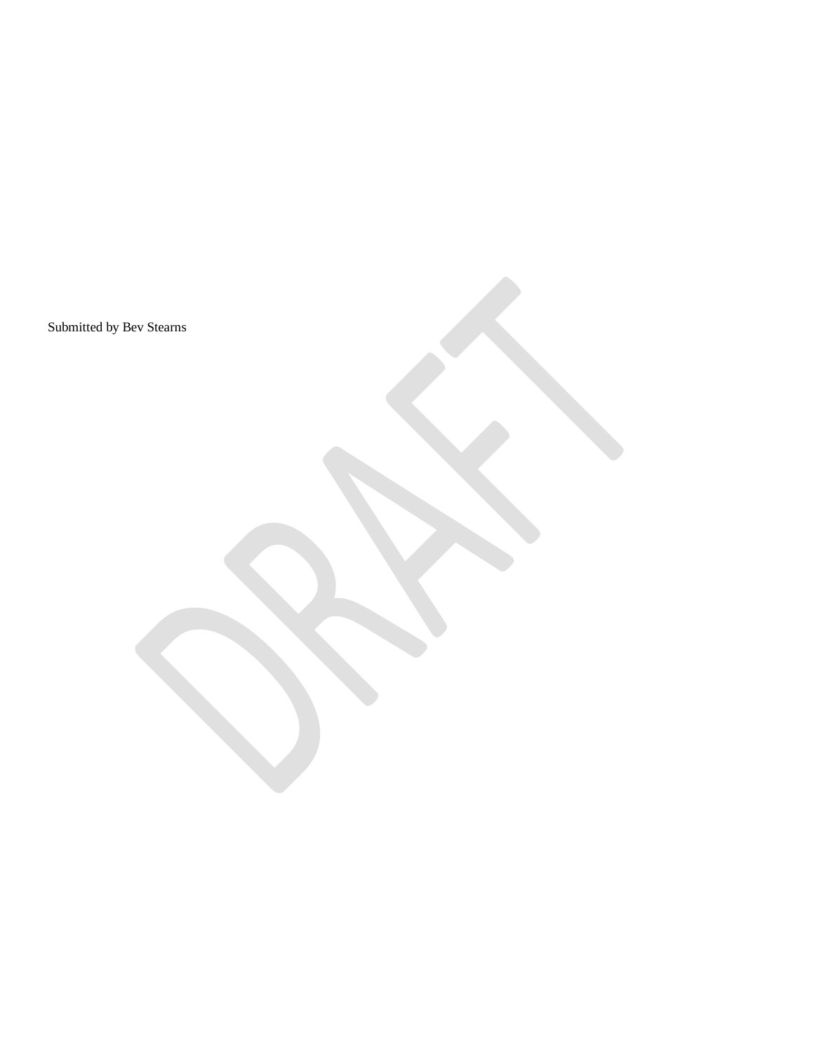Submitted by Bev Stearns